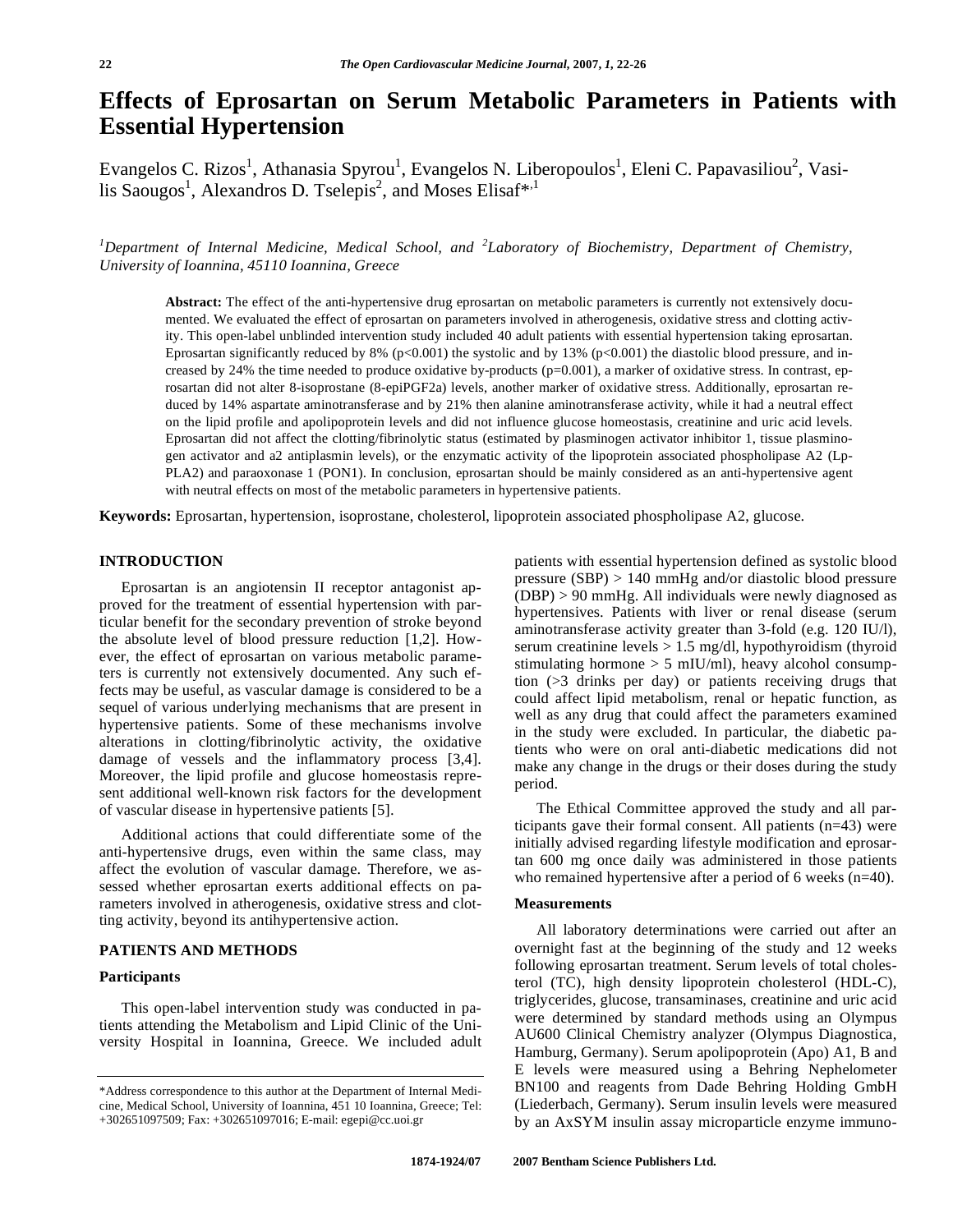# Effects of Eprosartan on Serum Metabolic Parameters in Patients with Essential Hypertension

Evangelos C. Rizos[1], Athanasia Spyrou[1], Evangelos N. Liberopoulos[1], Eleni C. Papavasiliou[2], Vasilis Saougos[1], Alexandros D. Tselepis[2], and Moses Elisaf*[,1]

*[1]Department of Internal Medicine, Medical School, and [2]Laboratory of Biochemistry, Department of Chemistry, University of Ioannina, 45110 Ioannina, Greece*

**Abstract:** The effect of the anti-hypertensive drug eprosartan on metabolic parameters is currently not extensively documented. We evaluated the effect of eprosartan on parameters involved in atherogenesis, oxidative stress and clotting activity. This open-label unblinded intervention study included 40 adult patients with essential hypertension taking eprosartan. Eprosartan significantly reduced by 8% ($p<0.001$) the systolic and by 13% ($p<0.001$) the diastolic blood pressure, and increased by 24% the time needed to produce oxidative by-products ($p=0.001$), a marker of oxidative stress. In contrast, eprosartan did not alter 8-isoprostane (8-epiPGF2a) levels, another marker of oxidative stress. Additionally, eprosartan reduced by 14% aspartate aminotransferase and by 21% then alanine aminotransferase activity, while it had a neutral effect on the lipid profile and apolipoprotein levels and did not influence glucose homeostasis, creatinine and uric acid levels. Eprosartan did not affect the clotting/fibrinolytic status (estimated by plasminogen activator inhibitor 1, tissue plasminogen activator and a2 antiplasmin levels), or the enzymatic activity of the lipoprotein associated phospholipase A2 (Lp-PLA2) and paraoxonase 1 (PON1). In conclusion, eprosartan should be mainly considered as an anti-hypertensive agent with neutral effects on most of the metabolic parameters in hypertensive patients.

**Keywords:** Eprosartan, hypertension, isoprostane, cholesterol, lipoprotein associated phospholipase A2, glucose.

## INTRODUCTION

Eprosartan is an angiotensin II receptor antagonist approved for the treatment of essential hypertension with particular benefit for the secondary prevention of stroke beyond the absolute level of blood pressure reduction [1,2]. However, the effect of eprosartan on various metabolic parameters is currently not extensively documented. Any such effects may be useful, as vascular damage is considered to be a sequel of various underlying mechanisms that are present in hypertensive patients. Some of these mechanisms involve alterations in clotting/fibrinolytic activity, the oxidative damage of vessels and the inflammatory process [3,4]. Moreover, the lipid profile and glucose homeostasis represent additional well-known risk factors for the development of vascular disease in hypertensive patients [5].

Additional actions that could differentiate some of the anti-hypertensive drugs, even within the same class, may affect the evolution of vascular damage. Therefore, we assessed whether eprosartan exerts additional effects on parameters involved in atherogenesis, oxidative stress and clotting activity, beyond its antihypertensive action.

## PATIENTS AND METHODS

### Participants

This open-label intervention study was conducted in patients attending the Metabolism and Lipid Clinic of the University Hospital in Ioannina, Greece. We included adult patients with essential hypertension defined as systolic blood pressure (SBP) > 140 mmHg and/or diastolic blood pressure (DBP) > 90 mmHg. All individuals were newly diagnosed as hypertensives. Patients with liver or renal disease (serum aminotransferase activity greater than 3-fold (e.g. 120 IU/l), serum creatinine levels > 1.5 mg/dl, hypothyroidism (thyroid stimulating hormone > 5 mIU/ml), heavy alcohol consumption (>3 drinks per day) or patients receiving drugs that could affect lipid metabolism, renal or hepatic function, as well as any drug that could affect the parameters examined in the study were excluded. In particular, the diabetic patients who were on oral anti-diabetic medications did not make any change in the drugs or their doses during the study period.

The Ethical Committee approved the study and all participants gave their formal consent. All patients (n=43) were initially advised regarding lifestyle modification and eprosartan 600 mg once daily was administered in those patients who remained hypertensive after a period of 6 weeks (n=40).

### Measurements

All laboratory determinations were carried out after an overnight fast at the beginning of the study and 12 weeks following eprosartan treatment. Serum levels of total cholesterol (TC), high density lipoprotein cholesterol (HDL-C), triglycerides, glucose, transaminases, creatinine and uric acid were determined by standard methods using an Olympus AU600 Clinical Chemistry analyzer (Olympus Diagnostica, Hamburg, Germany). Serum apolipoprotein (Apo) A1, B and E levels were measured using a Behring Nephelometer BN100 and reagents from Dade Behring Holding GmbH (Liederbach, Germany). Serum insulin levels were measured by an AxSYM insulin assay microparticle enzyme immuno-

*Address correspondence to this author at the Department of Internal Medicine, Medical School, University of Ioannina, 451 10 Ioannina, Greece; Tel: +302651097509; Fax: +302651097016; E-mail: egepi@cc.uoi.gr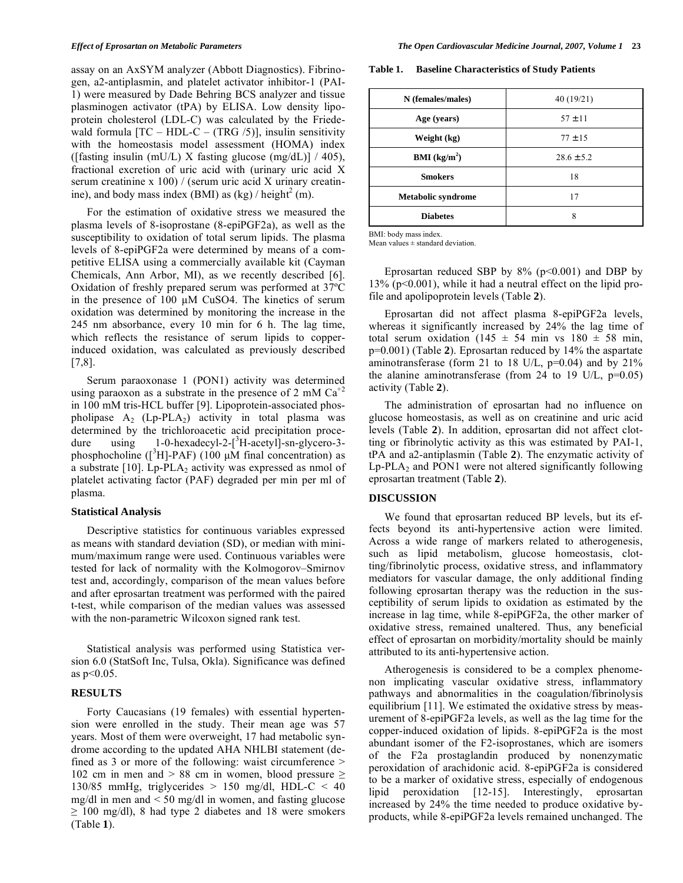assay on an AxSYM analyzer (Abbott Diagnostics). Fibrinogen, a2-antiplasmin, and platelet activator inhibitor-1 (PAI-1) were measured by Dade Behring BCS analyzer and tissue plasminogen activator (tPA) by ELISA. Low density lipoprotein cholesterol (LDL-C) was calculated by the Friedewald formula [TC – HDL-C – (TRG /5)], insulin sensitivity with the homeostasis model assessment (HOMA) index ([fasting insulin (mU/L) X fasting glucose (mg/dL)] / 405), fractional excretion of uric acid with (urinary uric acid X serum creatinine x 100) / (serum uric acid X urinary creatinine), and body mass index (BMI) as (kg) / height$^2$ (m).

For the estimation of oxidative stress we measured the plasma levels of 8-isoprostane (8-epiPGF2a), as well as the susceptibility to oxidation of total serum lipids. The plasma levels of 8-epiPGF2a were determined by means of a competitive ELISA using a commercially available kit (Cayman Chemicals, Ann Arbor, MI), as we recently described [6]. Oxidation of freshly prepared serum was performed at 37ºC in the presence of 100 μM CuSO4. The kinetics of serum oxidation was determined by monitoring the increase in the 245 nm absorbance, every 10 min for 6 h. The lag time, which reflects the resistance of serum lipids to copper-induced oxidation, was calculated as previously described [7,8].

Serum paraoxonase 1 (PON1) activity was determined using paraoxon as a substrate in the presence of 2 mM $Ca^{+2}$ in 100 mM tris-HCL buffer [9]. Lipoprotein-associated phospholipase $A_2$ ($Lp\text{-}PLA_2$) activity in total plasma was determined by the trichloroacetic acid precipitation procedure using 1-0-hexadecyl-2-[$^3$H-acetyl]-sn-glycero-3-phosphocholine ([$^3$H]-PAF) (100 μM final concentration) as a substrate [10]. $Lp\text{-}PLA_2$ activity was expressed as nmol of platelet activating factor (PAF) degraded per min per ml of plasma.

### Statistical Analysis

Descriptive statistics for continuous variables expressed as means with standard deviation (SD), or median with minimum/maximum range were used. Continuous variables were tested for lack of normality with the Kolmogorov–Smirnov test and, accordingly, comparison of the mean values before and after eprosartan treatment was performed with the paired t-test, while comparison of the median values was assessed with the non-parametric Wilcoxon signed rank test.

Statistical analysis was performed using Statistica version 6.0 (StatSoft Inc, Tulsa, Okla). Significance was defined as $p<0.05$.

## RESULTS

Forty Caucasians (19 females) with essential hypertension were enrolled in the study. Their mean age was 57 years. Most of them were overweight, 17 had metabolic syndrome according to the updated AHA NHLBI statement (defined as 3 or more of the following: waist circumference > 102 cm in men and > 88 cm in women, blood pressure ≥ 130/85 mmHg, triglycerides > 150 mg/dl, HDL-C < 40 mg/dl in men and < 50 mg/dl in women, and fasting glucose ≥ 100 mg/dl), 8 had type 2 diabetes and 18 were smokers (Table **1**).

**Table 1. Baseline Characteristics of Study Patients**

| | |
|---|---|
| **N (females/males)** | 40 (19/21) |
| **Age (years)** | 57 ± 11 |
| **Weight (kg)** | 77 ± 15 |
| **BMI (kg/m$^2$)** | 28.6 ± 5.2 |
| **Smokers** | 18 |
| **Metabolic syndrome** | 17 |
| **Diabetes** | 8 |

BMI: body mass index.
Mean values ± standard deviation.

Eprosartan reduced SBP by 8% ($p<0.001$) and DBP by 13% ($p<0.001$), while it had a neutral effect on the lipid profile and apolipoprotein levels (Table **2**).

Eprosartan did not affect plasma 8-epiPGF2a levels, whereas it significantly increased by 24% the lag time of total serum oxidation (145 ± 54 min vs 180 ± 58 min, $p=0.001$) (Table **2**). Eprosartan reduced by 14% the aspartate aminotransferase (form 21 to 18 U/L, $p=0.04$) and by 21% the alanine aminotransferase (from 24 to 19 U/L, $p=0.05$) activity (Table **2**).

The administration of eprosartan had no influence on glucose homeostasis, as well as on creatinine and uric acid levels (Table **2**). In addition, eprosartan did not affect clotting or fibrinolytic activity as this was estimated by PAI-1, tPA and a2-antiplasmin (Table **2**). The enzymatic activity of $Lp\text{-}PLA_2$ and PON1 were not altered significantly following eprosartan treatment (Table **2**).

## DISCUSSION

We found that eprosartan reduced BP levels, but its effects beyond its anti-hypertensive action were limited. Across a wide range of markers related to atherogenesis, such as lipid metabolism, glucose homeostasis, clotting/fibrinolytic process, oxidative stress, and inflammatory mediators for vascular damage, the only additional finding following eprosartan therapy was the reduction in the susceptibility of serum lipids to oxidation as estimated by the increase in lag time, while 8-epiPGF2a, the other marker of oxidative stress, remained unaltered. Thus, any beneficial effect of eprosartan on morbidity/mortality should be mainly attributed to its anti-hypertensive action.

Atherogenesis is considered to be a complex phenomenon implicating vascular oxidative stress, inflammatory pathways and abnormalities in the coagulation/fibrinolysis equilibrium [11]. We estimated the oxidative stress by measurement of 8-epiPGF2a levels, as well as the lag time for the copper-induced oxidation of lipids. 8-epiPGF2a is the most abundant isomer of the F2-isoprostanes, which are isomers of the F2a prostaglandin produced by nonenzymatic peroxidation of arachidonic acid. 8-epiPGF2a is considered to be a marker of oxidative stress, especially of endogenous lipid peroxidation [12-15]. Interestingly, eprosartan increased by 24% the time needed to produce oxidative by-products, while 8-epiPGF2a levels remained unchanged. The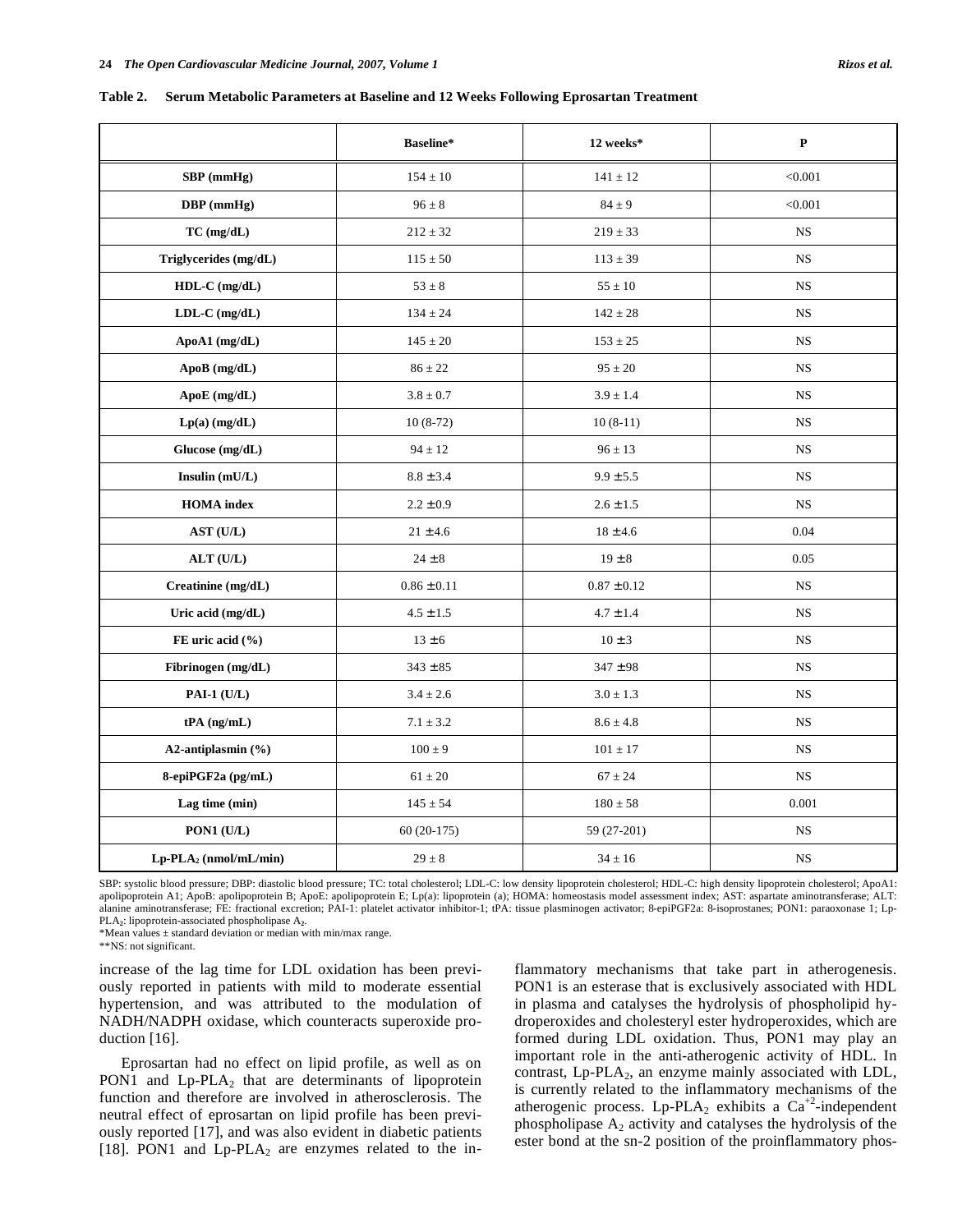**Table 2. Serum Metabolic Parameters at Baseline and 12 Weeks Following Eprosartan Treatment**

| | Baseline* | 12 weeks* | P |
|---|---|---|---|
| SBP (mmHg) | 154 ± 10 | 141 ± 12 | <0.001 |
| DBP (mmHg) | 96 ± 8 | 84 ± 9 | <0.001 |
| TC (mg/dL) | 212 ± 32 | 219 ± 33 | NS |
| Triglycerides (mg/dL) | 115 ± 50 | 113 ± 39 | NS |
| HDL-C (mg/dL) | 53 ± 8 | 55 ± 10 | NS |
| LDL-C (mg/dL) | 134 ± 24 | 142 ± 28 | NS |
| ApoA1 (mg/dL) | 145 ± 20 | 153 ± 25 | NS |
| ApoB (mg/dL) | 86 ± 22 | 95 ± 20 | NS |
| ApoE (mg/dL) | 3.8 ± 0.7 | 3.9 ± 1.4 | NS |
| Lp(a) (mg/dL) | 10 (8-72) | 10 (8-11) | NS |
| Glucose (mg/dL) | 94 ± 12 | 96 ± 13 | NS |
| Insulin (mU/L) | 8.8 ± 3.4 | 9.9 ± 5.5 | NS |
| HOMA index | 2.2 ± 0.9 | 2.6 ± 1.5 | NS |
| AST (U/L) | 21 ± 4.6 | 18 ± 4.6 | 0.04 |
| ALT (U/L) | 24 ± 8 | 19 ± 8 | 0.05 |
| Creatinine (mg/dL) | 0.86 ± 0.11 | 0.87 ± 0.12 | NS |
| Uric acid (mg/dL) | 4.5 ± 1.5 | 4.7 ± 1.4 | NS |
| FE uric acid (%) | 13 ± 6 | 10 ± 3 | NS |
| Fibrinogen (mg/dL) | 343 ± 85 | 347 ± 98 | NS |
| PAI-1 (U/L) | 3.4 ± 2.6 | 3.0 ± 1.3 | NS |
| tPA (ng/mL) | 7.1 ± 3.2 | 8.6 ± 4.8 | NS |
| A2-antiplasmin (%) | 100 ± 9 | 101 ± 17 | NS |
| 8-epiPGF2a (pg/mL) | 61 ± 20 | 67 ± 24 | NS |
| Lag time (min) | 145 ± 54 | 180 ± 58 | 0.001 |
| PON1 (U/L) | 60 (20-175) | 59 (27-201) | NS |
| Lp-$PLA_2$ (nmol/mL/min) | 29 ± 8 | 34 ± 16 | NS |

SBP: systolic blood pressure; DBP: diastolic blood pressure; TC: total cholesterol; LDL-C: low density lipoprotein cholesterol; HDL-C: high density lipoprotein cholesterol; ApoA1: apolipoprotein A1; ApoB: apolipoprotein B; ApoE: apolipoprotein E; Lp(a): lipoprotein (a); HOMA: homeostasis model assessment index; AST: aspartate aminotransferase; ALT: alanine aminotransferase; FE: fractional excretion; PAI-1: platelet activator inhibitor-1; tPA: tissue plasminogen activator; 8-epiPGF2a: 8-isoprostanes; PON1: paraoxonase 1; Lp-$PLA_2$: lipoprotein-associated phospholipase $A_2$.
*Mean values ± standard deviation or median with min/max range.
**NS: not significant.

increase of the lag time for LDL oxidation has been previously reported in patients with mild to moderate essential hypertension, and was attributed to the modulation of NADH/NADPH oxidase, which counteracts superoxide production [16].

Eprosartan had no effect on lipid profile, as well as on PON1 and Lp-$PLA_2$ that are determinants of lipoprotein function and therefore are involved in atherosclerosis. The neutral effect of eprosartan on lipid profile has been previously reported [17], and was also evident in diabetic patients [18]. PON1 and Lp-$PLA_2$ are enzymes related to the inflammatory mechanisms that take part in atherogenesis. PON1 is an esterase that is exclusively associated with HDL in plasma and catalyses the hydrolysis of phospholipid hydroperoxides and cholesteryl ester hydroperoxides, which are formed during LDL oxidation. Thus, PON1 may play an important role in the anti-atherogenic activity of HDL. In contrast, Lp-$PLA_2$, an enzyme mainly associated with LDL, is currently related to the inflammatory mechanisms of the atherogenic process. Lp-$PLA_2$ exhibits a $Ca^{+2}$-independent phospholipase $A_2$ activity and catalyses the hydrolysis of the ester bond at the sn-2 position of the proinflammatory phos-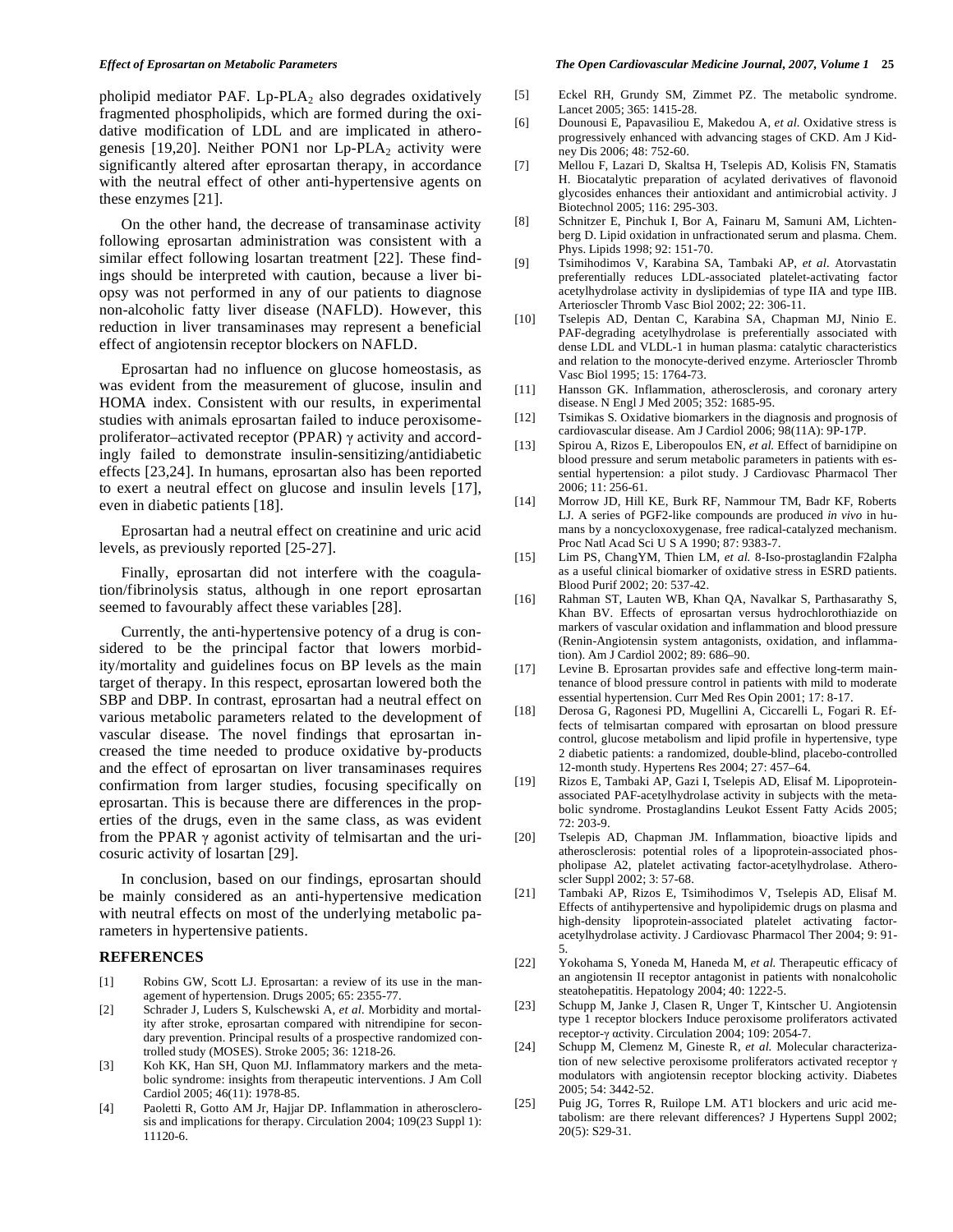pholipid mediator PAF. Lp-$PLA_2$ also degrades oxidatively fragmented phospholipids, which are formed during the oxidative modification of LDL and are implicated in atherogenesis [19,20]. Neither PON1 nor Lp-$PLA_2$ activity were significantly altered after eprosartan therapy, in accordance with the neutral effect of other anti-hypertensive agents on these enzymes [21].

On the other hand, the decrease of transaminase activity following eprosartan administration was consistent with a similar effect following losartan treatment [22]. These findings should be interpreted with caution, because a liver biopsy was not performed in any of our patients to diagnose non-alcoholic fatty liver disease (NAFLD). However, this reduction in liver transaminases may represent a beneficial effect of angiotensin receptor blockers on NAFLD.

Eprosartan had no influence on glucose homeostasis, as was evident from the measurement of glucose, insulin and HOMA index. Consistent with our results, in experimental studies with animals eprosartan failed to induce peroxisome-proliferator–activated receptor (PPAR) $\gamma$ activity and accordingly failed to demonstrate insulin-sensitizing/antidiabetic effects [23,24]. In humans, eprosartan also has been reported to exert a neutral effect on glucose and insulin levels [17], even in diabetic patients [18].

Eprosartan had a neutral effect on creatinine and uric acid levels, as previously reported [25-27].

Finally, eprosartan did not interfere with the coagulation/fibrinolysis status, although in one report eprosartan seemed to favourably affect these variables [28].

Currently, the anti-hypertensive potency of a drug is considered to be the principal factor that lowers morbidity/mortality and guidelines focus on BP levels as the main target of therapy. In this respect, eprosartan lowered both the SBP and DBP. In contrast, eprosartan had a neutral effect on various metabolic parameters related to the development of vascular disease. The novel findings that eprosartan increased the time needed to produce oxidative by-products and the effect of eprosartan on liver transaminases requires confirmation from larger studies, focusing specifically on eprosartan. This is because there are differences in the properties of the drugs, even in the same class, as was evident from the PPAR $\gamma$ agonist activity of telmisartan and the uricosuric activity of losartan [29].

In conclusion, based on our findings, eprosartan should be mainly considered as an anti-hypertensive medication with neutral effects on most of the underlying metabolic parameters in hypertensive patients.

## REFERENCES

[1] Robins GW, Scott LJ. Eprosartan: a review of its use in the management of hypertension. Drugs 2005; 65: 2355-77.

[2] Schrader J, Luders S, Kulschewski A, *et al*. Morbidity and mortality after stroke, eprosartan compared with nitrendipine for secondary prevention. Principal results of a prospective randomized controlled study (MOSES). Stroke 2005; 36: 1218-26.

[3] Koh KK, Han SH, Quon MJ. Inflammatory markers and the metabolic syndrome: insights from therapeutic interventions. J Am Coll Cardiol 2005; 46(11): 1978-85.

[4] Paoletti R, Gotto AM Jr, Hajjar DP. Inflammation in atherosclerosis and implications for therapy. Circulation 2004; 109(23 Suppl 1): 11120-6.

[5] Eckel RH, Grundy SM, Zimmet PZ. The metabolic syndrome. Lancet 2005; 365: 1415-28.

[6] Dounousi E, Papavasiliou E, Makedou A, *et al.* Oxidative stress is progressively enhanced with advancing stages of CKD. Am J Kidney Dis 2006; 48: 752-60.

[7] Mellou F, Lazari D, Skaltsa H, Tselepis AD, Kolisis FN, Stamatis H. Biocatalytic preparation of acylated derivatives of flavonoid glycosides enhances their antioxidant and antimicrobial activity. J Biotechnol 2005; 116: 295-303.

[8] Schnitzer E, Pinchuk I, Bor A, Fainaru M, Samuni AM, Lichtenberg D. Lipid oxidation in unfractionated serum and plasma. Chem. Phys. Lipids 1998; 92: 151-70.

[9] Tsimihodimos V, Karabina SA, Tambaki AP, *et al*. Atorvastatin preferentially reduces LDL-associated platelet-activating factor acetylhydrolase activity in dyslipidemias of type IIA and type IIB. Arterioscler Thromb Vasc Biol 2002; 22: 306-11.

[10] Tselepis AD, Dentan C, Karabina SA, Chapman MJ, Ninio E. PAF-degrading acetylhydrolase is preferentially associated with dense LDL and VLDL-1 in human plasma: catalytic characteristics and relation to the monocyte-derived enzyme. Arterioscler Thromb Vasc Biol 1995; 15: 1764-73.

[11] Hansson GK. Inflammation, atherosclerosis, and coronary artery disease. N Engl J Med 2005; 352: 1685-95.

[12] Tsimikas S. Oxidative biomarkers in the diagnosis and prognosis of cardiovascular disease. Am J Cardiol 2006; 98(11A): 9P-17P.

[13] Spirou A, Rizos E, Liberopoulos EN, *et al.* Effect of barnidipine on blood pressure and serum metabolic parameters in patients with essential hypertension: a pilot study. J Cardiovasc Pharmacol Ther 2006; 11: 256-61.

[14] Morrow JD, Hill KE, Burk RF, Nammour TM, Badr KF, Roberts LJ. A series of PGF2-like compounds are produced *in vivo* in humans by a noncycloxoxygenase, free radical-catalyzed mechanism. Proc Natl Acad Sci U S A 1990; 87: 9383-7.

[15] Lim PS, ChangYM, Thien LM, *et al.* 8-Iso-prostaglandin F2alpha as a useful clinical biomarker of oxidative stress in ESRD patients. Blood Purif 2002; 20: 537-42.

[16] Rahman ST, Lauten WB, Khan QA, Navalkar S, Parthasarathy S, Khan BV. Effects of eprosartan versus hydrochlorothiazide on markers of vascular oxidation and inflammation and blood pressure (Renin-Angiotensin system antagonists, oxidation, and inflammation). Am J Cardiol 2002; 89: 686–90.

[17] Levine B. Eprosartan provides safe and effective long-term maintenance of blood pressure control in patients with mild to moderate essential hypertension. Curr Med Res Opin 2001; 17: 8-17.

[18] Derosa G, Ragonesi PD, Mugellini A, Ciccarelli L, Fogari R. Effects of telmisartan compared with eprosartan on blood pressure control, glucose metabolism and lipid profile in hypertensive, type 2 diabetic patients: a randomized, double-blind, placebo-controlled 12-month study. Hypertens Res 2004; 27: 457–64.

[19] Rizos E, Tambaki AP, Gazi I, Tselepis AD, Elisaf M. Lipoprotein-associated PAF-acetylhydrolase activity in subjects with the metabolic syndrome. Prostaglandins Leukot Essent Fatty Acids 2005; 72: 203-9.

[20] Tselepis AD, Chapman JM. Inflammation, bioactive lipids and atherosclerosis: potential roles of a lipoprotein-associated phospholipase A2, platelet activating factor-acetylhydrolase. Atheroscler Suppl 2002; 3: 57-68.

[21] Tambaki AP, Rizos E, Tsimihodimos V, Tselepis AD, Elisaf M. Effects of antihypertensive and hypolipidemic drugs on plasma and high-density lipoprotein-associated platelet activating factor-acetylhydrolase activity. J Cardiovasc Pharmacol Ther 2004; 9: 91-5.

[22] Yokohama S, Yoneda M, Haneda M, *et al.* Therapeutic efficacy of an angiotensin II receptor antagonist in patients with nonalcoholic steatohepatitis. Hepatology 2004; 40: 1222-5.

[23] Schupp M, Janke J, Clasen R, Unger T, Kintscher U. Angiotensin type 1 receptor blockers Induce peroxisome proliferators activated receptor-$\gamma$ $\alpha$ctivity. Circulation 2004; 109: 2054-7.

[24] Schupp M, Clemenz M, Gineste R, *et al.* Molecular characterization of new selective peroxisome proliferators activated receptor $\gamma$ modulators with angiotensin receptor blocking activity. Diabetes 2005; 54: 3442-52.

[25] Puig JG, Torres R, Ruilope LM. AT1 blockers and uric acid metabolism: are there relevant differences? J Hypertens Suppl 2002; 20(5): S29-31.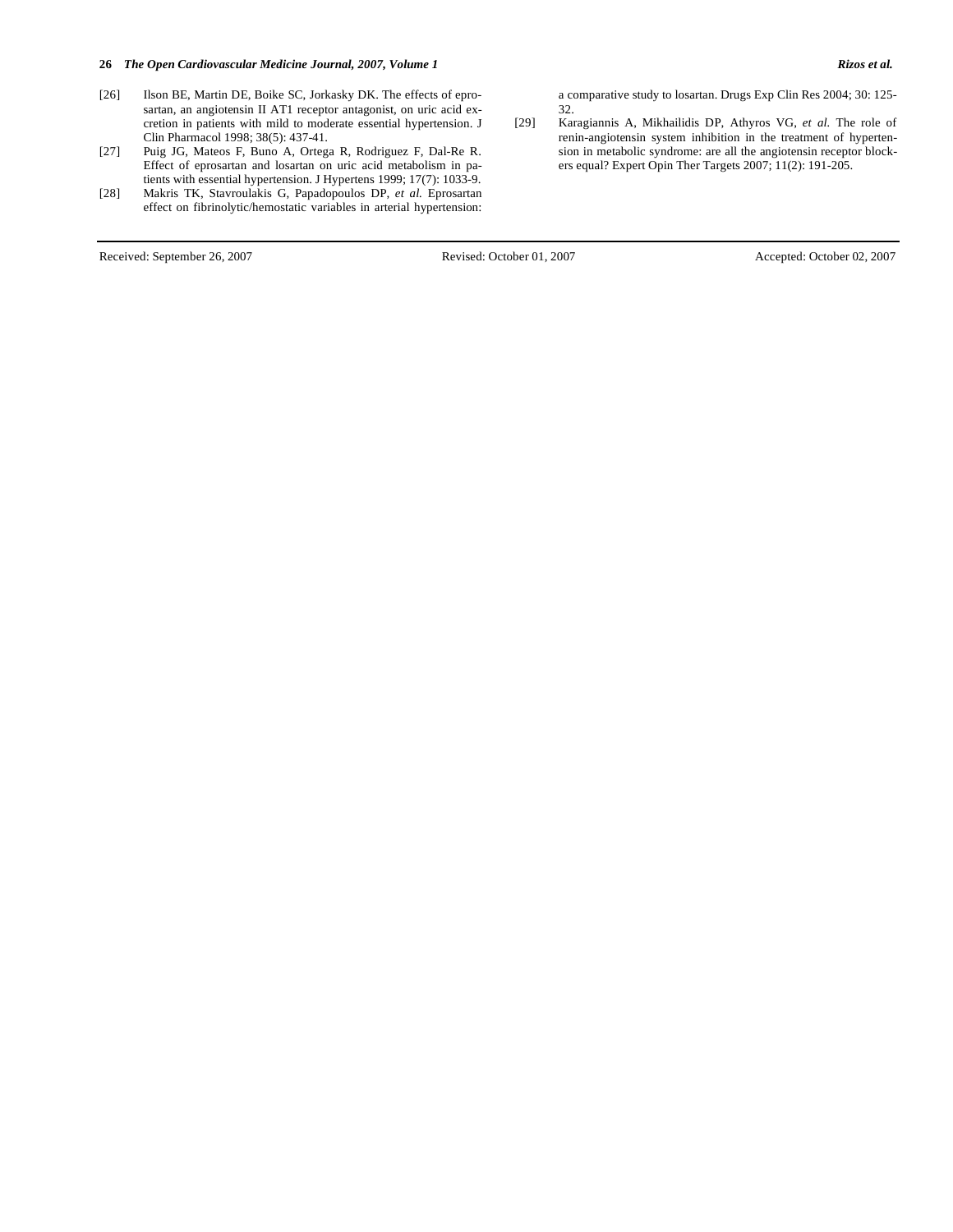[26] Ilson BE, Martin DE, Boike SC, Jorkasky DK. The effects of eprosartan, an angiotensin II AT1 receptor antagonist, on uric acid excretion in patients with mild to moderate essential hypertension. J Clin Pharmacol 1998; 38(5): 437-41.

[27] Puig JG, Mateos F, Buno A, Ortega R, Rodriguez F, Dal-Re R. Effect of eprosartan and losartan on uric acid metabolism in patients with essential hypertension. J Hypertens 1999; 17(7): 1033-9.

[28] Makris TK, Stavroulakis G, Papadopoulos DP, *et al.* Eprosartan effect on fibrinolytic/hemostatic variables in arterial hypertension: a comparative study to losartan. Drugs Exp Clin Res 2004; 30: 125-32.

[29] Karagiannis A, Mikhailidis DP, Athyros VG, *et al.* The role of renin-angiotensin system inhibition in the treatment of hypertension in metabolic syndrome: are all the angiotensin receptor blockers equal? Expert Opin Ther Targets 2007; 11(2): 191-205.

Received: September 26, 2007 Revised: October 01, 2007 Accepted: October 02, 2007